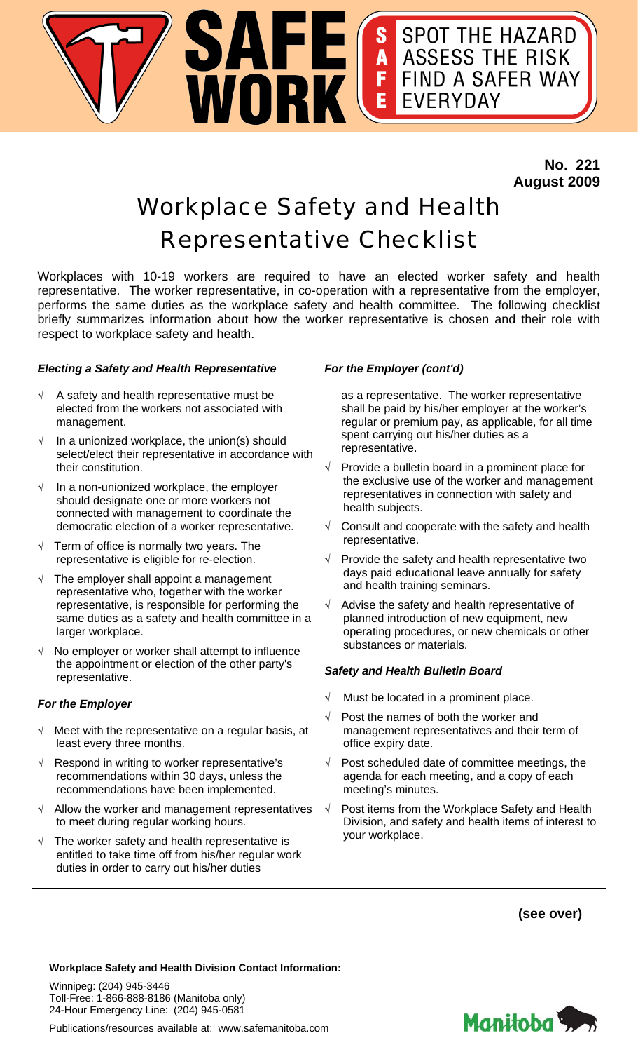# SAFE WORK

**S** SPOT THE HAZARD
**A** ASSESS THE RISK
**F** FIND A SAFER WAY
**E** EVERYDAY

**No. 221**
**August 2009**

# Workplace Safety and Health Representative Checklist

Workplaces with 10-19 workers are required to have an elected worker safety and health representative. The worker representative, in co-operation with a representative from the employer, performs the same duties as the workplace safety and health committee. The following checklist briefly summarizes information about how the worker representative is chosen and their role with respect to workplace safety and health.

### *Electing a Safety and Health Representative*

- √ A safety and health representative must be elected from the workers not associated with management.
- √ In a unionized workplace, the union(s) should select/elect their representative in accordance with their constitution.
- √ In a non-unionized workplace, the employer should designate one or more workers not connected with management to coordinate the democratic election of a worker representative.
- √ Term of office is normally two years. The representative is eligible for re-election.
- √ The employer shall appoint a management representative who, together with the worker representative, is responsible for performing the same duties as a safety and health committee in a larger workplace.
- √ No employer or worker shall attempt to influence the appointment or election of the other party's representative.

### *For the Employer*

- √ Meet with the representative on a regular basis, at least every three months.
- √ Respond in writing to worker representative's recommendations within 30 days, unless the recommendations have been implemented.
- √ Allow the worker and management representatives to meet during regular working hours.
- √ The worker safety and health representative is entitled to take time off from his/her regular work duties in order to carry out his/her duties as a representative. The worker representative shall be paid by his/her employer at the worker's regular or premium pay, as applicable, for all time spent carrying out his/her duties as a representative.
- √ Provide a bulletin board in a prominent place for the exclusive use of the worker and management representatives in connection with safety and health subjects.
- √ Consult and cooperate with the safety and health representative.
- √ Provide the safety and health representative two days paid educational leave annually for safety and health training seminars.
- √ Advise the safety and health representative of planned introduction of new equipment, new operating procedures, or new chemicals or other substances or materials.

### *Safety and Health Bulletin Board*

- √ Must be located in a prominent place.
- √ Post the names of both the worker and management representatives and their term of office expiry date.
- √ Post scheduled date of committee meetings, the agenda for each meeting, and a copy of each meeting's minutes.
- √ Post items from the Workplace Safety and Health Division, and safety and health items of interest to your workplace.

**(see over)**

**Workplace Safety and Health Division Contact Information:**

Winnipeg: (204) 945-3446
Toll-Free: 1-866-888-8186 (Manitoba only)
24-Hour Emergency Line: (204) 945-0581

Publications/resources available at: www.safemanitoba.com

Manitoba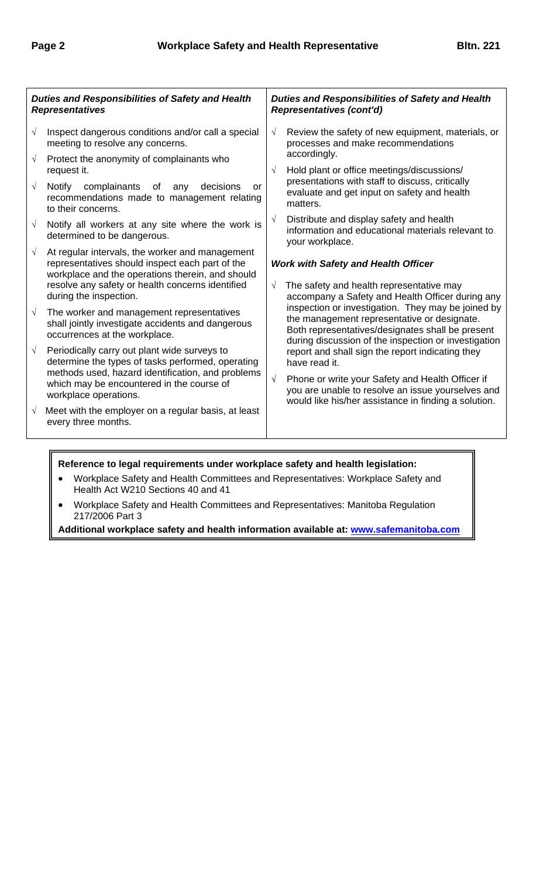### *Duties and Responsibilities of Safety and Health Representatives*

- √ Inspect dangerous conditions and/or call a special meeting to resolve any concerns.
- √ Protect the anonymity of complainants who request it.
- √ Notify complainants of any decisions or recommendations made to management relating to their concerns.
- √ Notify all workers at any site where the work is determined to be dangerous.
- √ At regular intervals, the worker and management representatives should inspect each part of the workplace and the operations therein, and should resolve any safety or health concerns identified during the inspection.
- √ The worker and management representatives shall jointly investigate accidents and dangerous occurrences at the workplace.
- √ Periodically carry out plant wide surveys to determine the types of tasks performed, operating methods used, hazard identification, and problems which may be encountered in the course of workplace operations.
- √ Meet with the employer on a regular basis, at least every three months.

### *Duties and Responsibilities of Safety and Health Representatives (cont'd)*

- √ Review the safety of new equipment, materials, or processes and make recommendations accordingly.
- √ Hold plant or office meetings/discussions/ presentations with staff to discuss, critically evaluate and get input on safety and health matters.
- √ Distribute and display safety and health information and educational materials relevant to your workplace.

### *Work with Safety and Health Officer*

- √ The safety and health representative may accompany a Safety and Health Officer during any inspection or investigation. They may be joined by the management representative or designate. Both representatives/designates shall be present during discussion of the inspection or investigation report and shall sign the report indicating they have read it.
- √ Phone or write your Safety and Health Officer if you are unable to resolve an issue yourselves and would like his/her assistance in finding a solution.

**Reference to legal requirements under workplace safety and health legislation:**

- Workplace Safety and Health Committees and Representatives: Workplace Safety and Health Act W210 Sections 40 and 41
- Workplace Safety and Health Committees and Representatives: Manitoba Regulation 217/2006 Part 3

**Additional workplace safety and health information available at: [www.safemanitoba.com](http://www.safemanitoba.com)**